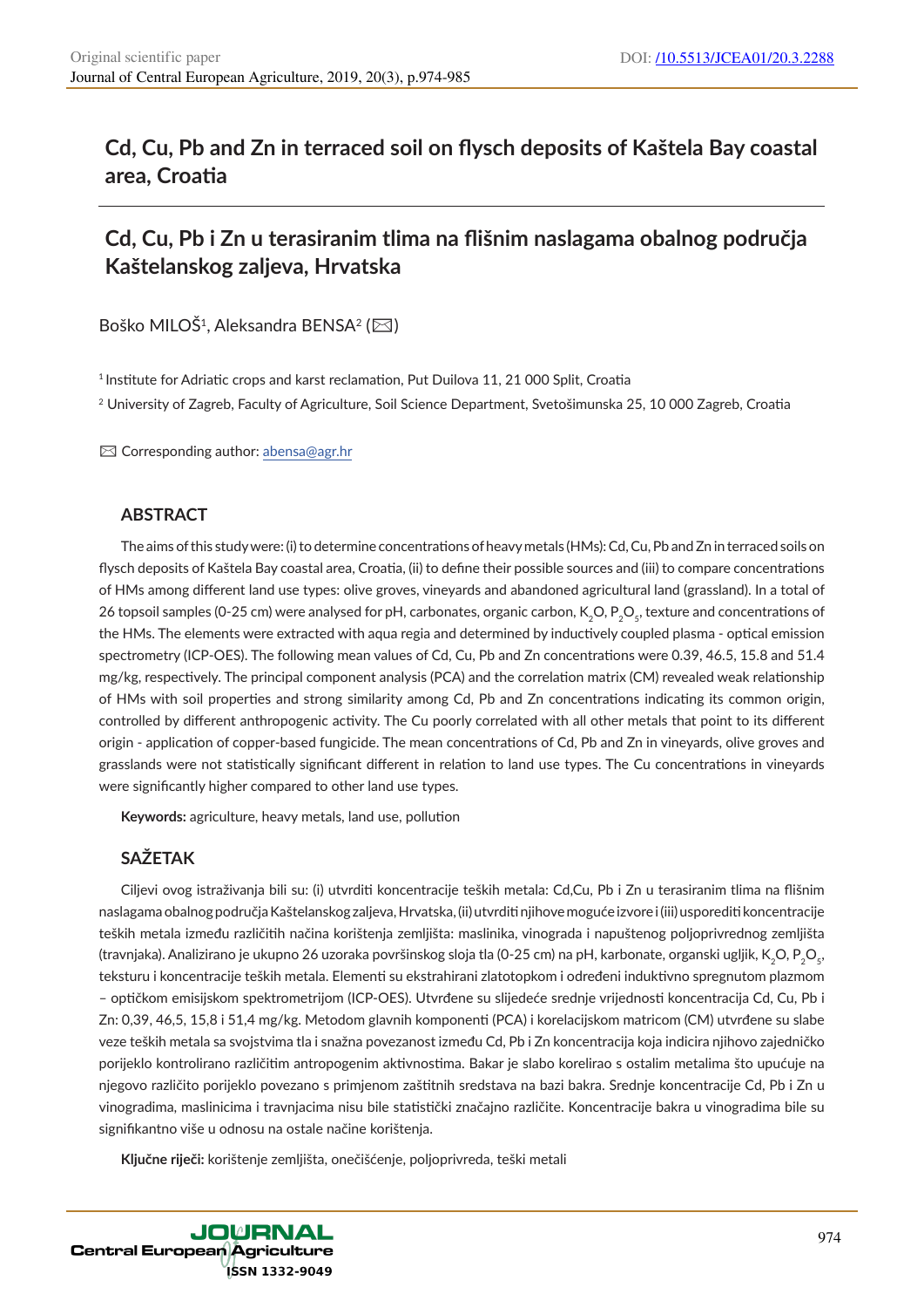# Cd, Cu, Pb and Zn in terraced soil on flysch deposits of Kaštela Bay coastal area, Croatia

# Cd, Cu, Pb i Zn u terasiranim tlima na flišnim naslagama obalnog područja Kaštelanskog zaljeva, Hrvatska

Boško MILOŠ[1], Aleksandra BENSA[2] (✉)

[1] Institute for Adriatic crops and karst reclamation, Put Duilova 11, 21 000 Split, Croatia

[2] University of Zagreb, Faculty of Agriculture, Soil Science Department, Svetošimunska 25, 10 000 Zagreb, Croatia

✉ Corresponding author: abensa@agr.hr

## ABSTRACT

The aims of this study were: (i) to determine concentrations of heavy metals (HMs): Cd, Cu, Pb and Zn in terraced soils on flysch deposits of Kaštela Bay coastal area, Croatia, (ii) to define their possible sources and (iii) to compare concentrations of HMs among different land use types: olive groves, vineyards and abandoned agricultural land (grassland). In a total of 26 topsoil samples (0-25 cm) were analysed for pH, carbonates, organic carbon, $K_2O$, $P_2O_5$, texture and concentrations of the HMs. The elements were extracted with aqua regia and determined by inductively coupled plasma - optical emission spectrometry (ICP-OES). The following mean values of Cd, Cu, Pb and Zn concentrations were 0.39, 46.5, 15.8 and 51.4 mg/kg, respectively. The principal component analysis (PCA) and the correlation matrix (CM) revealed weak relationship of HMs with soil properties and strong similarity among Cd, Pb and Zn concentrations indicating its common origin, controlled by different anthropogenic activity. The Cu poorly correlated with all other metals that point to its different origin - application of copper-based fungicide. The mean concentrations of Cd, Pb and Zn in vineyards, olive groves and grasslands were not statistically significant different in relation to land use types. The Cu concentrations in vineyards were significantly higher compared to other land use types.

**Keywords:** agriculture, heavy metals, land use, pollution

## SAŽETAK

Ciljevi ovog istraživanja bili su: (i) utvrditi koncentracije teških metala: Cd,Cu, Pb i Zn u terasiranim tlima na flišnim naslagama obalnog područja Kaštelanskog zaljeva, Hrvatska, (ii) utvrditi njihove moguće izvore i (iii) usporediti koncentracije teških metala između različitih načina korištenja zemljišta: maslinika, vinograda i napuštenog poljoprivrednog zemljišta (travnjaka). Analizirano je ukupno 26 uzoraka površinskog sloja tla (0-25 cm) na pH, karbonate, organski ugljik, $K_2O$, $P_2O_5$, teksturu i koncentracije teških metala. Elementi su ekstrahirani zlatotopkom i određeni induktivno spregnutom plazmom – optičkom emisijskom spektrometrijom (ICP-OES). Utvrđene su slijedeće srednje vrijednosti koncentracija Cd, Cu, Pb i Zn: 0,39, 46,5, 15,8 i 51,4 mg/kg. Metodom glavnih komponenti (PCA) i korelacijskom matricom (CM) utvrđene su slabe veze teških metala sa svojstvima tla i snažna povezanost između Cd, Pb i Zn koncentracija koja indicira njihovo zajedničko porijeklo kontrolirano različitim antropogenim aktivnostima. Bakar je slabo korelirao s ostalim metalima što upućuje na njegovo različito porijeklo povezano s primjenom zaštitnih sredstava na bazi bakra. Srednje koncentracije Cd, Pb i Zn u vinogradima, maslinicima i travnjacima nisu bile statistički značajno različite. Koncentracije bakra u vinogradima bile su signifikantno više u odnosu na ostale načine korištenja.

**Ključne riječi:** korištenje zemljišta, onečišćenje, poljoprivreda, teški metali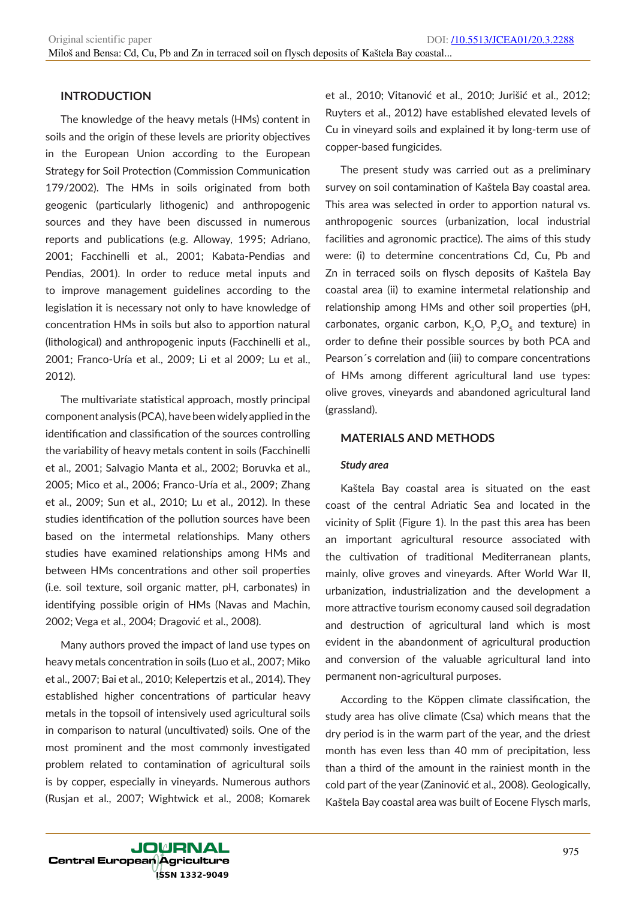## INTRODUCTION

The knowledge of the heavy metals (HMs) content in soils and the origin of these levels are priority objectives in the European Union according to the European Strategy for Soil Protection (Commission Communication 179/2002). The HMs in soils originated from both geogenic (particularly lithogenic) and anthropogenic sources and they have been discussed in numerous reports and publications (e.g. Alloway, 1995; Adriano, 2001; Facchinelli et al., 2001; Kabata-Pendias and Pendias, 2001). In order to reduce metal inputs and to improve management guidelines according to the legislation it is necessary not only to have knowledge of concentration HMs in soils but also to apportion natural (lithological) and anthropogenic inputs (Facchinelli et al., 2001; Franco-Uría et al., 2009; Li et al 2009; Lu et al., 2012).

The multivariate statistical approach, mostly principal component analysis (PCA), have been widely applied in the identification and classification of the sources controlling the variability of heavy metals content in soils (Facchinelli et al., 2001; Salvagio Manta et al., 2002; Boruvka et al., 2005; Mico et al., 2006; Franco-Uría et al., 2009; Zhang et al., 2009; Sun et al., 2010; Lu et al., 2012). In these studies identification of the pollution sources have been based on the intermetal relationships. Many others studies have examined relationships among HMs and between HMs concentrations and other soil properties (i.e. soil texture, soil organic matter, pH, carbonates) in identifying possible origin of HMs (Navas and Machin, 2002; Vega et al., 2004; Dragović et al., 2008).

Many authors proved the impact of land use types on heavy metals concentration in soils (Luo et al., 2007; Miko et al., 2007; Bai et al., 2010; Kelepertzis et al., 2014). They established higher concentrations of particular heavy metals in the topsoil of intensively used agricultural soils in comparison to natural (uncultivated) soils. One of the most prominent and the most commonly investigated problem related to contamination of agricultural soils is by copper, especially in vineyards. Numerous authors (Rusjan et al., 2007; Wightwick et al., 2008; Komarek et al., 2010; Vitanović et al., 2010; Jurišić et al., 2012; Ruyters et al., 2012) have established elevated levels of Cu in vineyard soils and explained it by long-term use of copper-based fungicides.

The present study was carried out as a preliminary survey on soil contamination of Kaštela Bay coastal area. This area was selected in order to apportion natural vs. anthropogenic sources (urbanization, local industrial facilities and agronomic practice). The aims of this study were: (i) to determine concentrations Cd, Cu, Pb and Zn in terraced soils on flysch deposits of Kaštela Bay coastal area (ii) to examine intermetal relationship and relationship among HMs and other soil properties (pH, carbonates, organic carbon, $K_2O$, $P_2O_5$ and texture) in order to define their possible sources by both PCA and Pearson´s correlation and (iii) to compare concentrations of HMs among different agricultural land use types: olive groves, vineyards and abandoned agricultural land (grassland).

## MATERIALS AND METHODS

### *Study area*

Kaštela Bay coastal area is situated on the east coast of the central Adriatic Sea and located in the vicinity of Split (Figure 1). In the past this area has been an important agricultural resource associated with the cultivation of traditional Mediterranean plants, mainly, olive groves and vineyards. After World War II, urbanization, industrialization and the development a more attractive tourism economy caused soil degradation and destruction of agricultural land which is most evident in the abandonment of agricultural production and conversion of the valuable agricultural land into permanent non-agricultural purposes.

According to the Köppen climate classification, the study area has olive climate (Csa) which means that the dry period is in the warm part of the year, and the driest month has even less than 40 mm of precipitation, less than a third of the amount in the rainiest month in the cold part of the year (Zaninović et al., 2008). Geologically, Kaštela Bay coastal area was built of Eocene Flysch marls,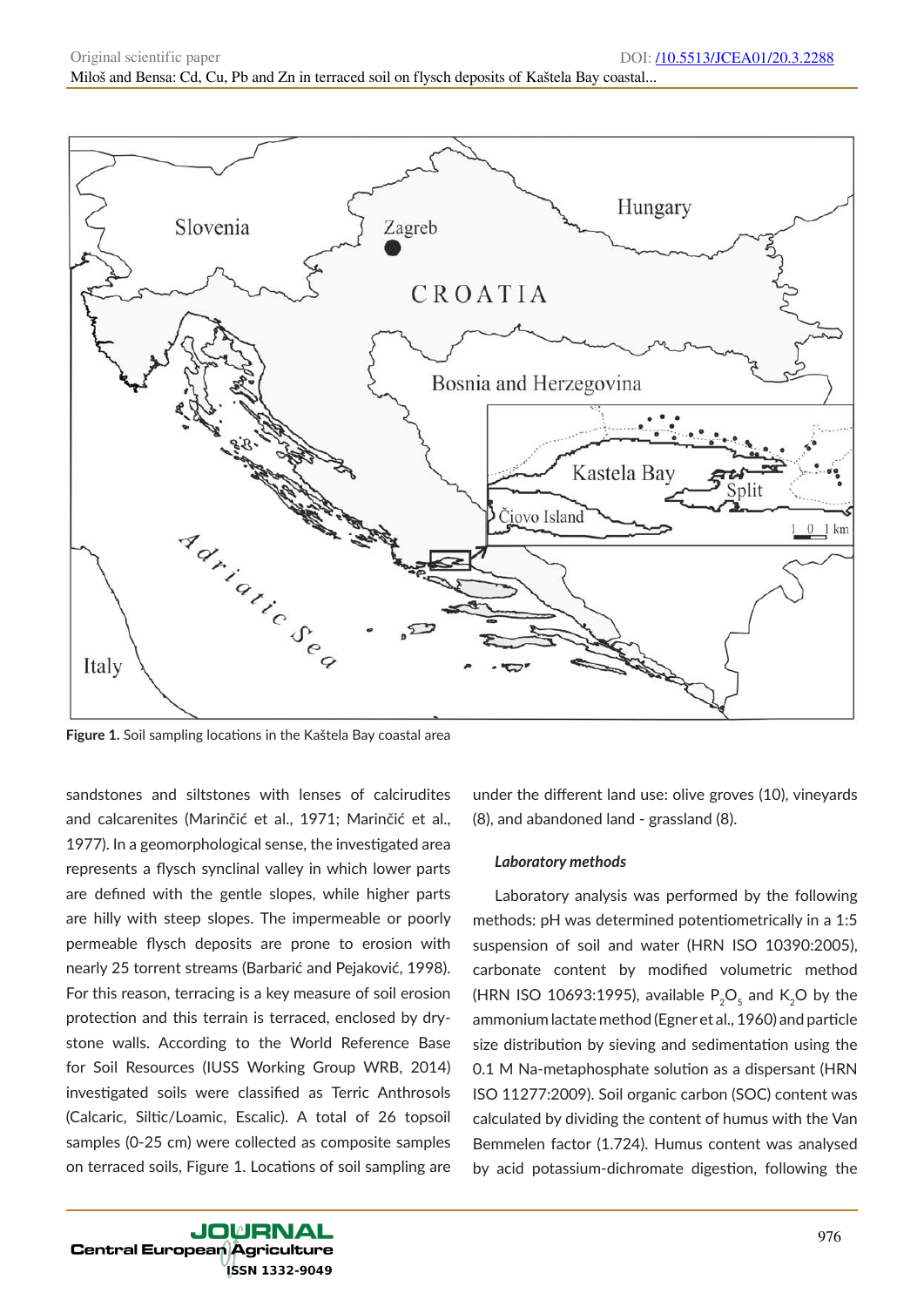Figure 1. Soil sampling locations in the Kaštela Bay coastal area

sandstones and siltstones with lenses of calcirudites and calcarenites (Marinčić et al., 1971; Marinčić et al., 1977). In a geomorphological sense, the investigated area represents a flysch synclinal valley in which lower parts are defined with the gentle slopes, while higher parts are hilly with steep slopes. The impermeable or poorly permeable flysch deposits are prone to erosion with nearly 25 torrent streams (Barbarić and Pejaković, 1998). For this reason, terracing is a key measure of soil erosion protection and this terrain is terraced, enclosed by dry-stone walls. According to the World Reference Base for Soil Resources (IUSS Working Group WRB, 2014) investigated soils were classified as Terric Anthrosols (Calcaric, Siltic/Loamic, Escalic). A total of 26 topsoil samples (0-25 cm) were collected as composite samples on terraced soils, Figure 1. Locations of soil sampling are under the different land use: olive groves (10), vineyards (8), and abandoned land - grassland (8).

### *Laboratory methods*

Laboratory analysis was performed by the following methods: pH was determined potentiometrically in a 1:5 suspension of soil and water (HRN ISO 10390:2005), carbonate content by modified volumetric method (HRN ISO 10693:1995), available $P_2O_5$ and $K_2O$ by the ammonium lactate method (Egner et al., 1960) and particle size distribution by sieving and sedimentation using the 0.1 M Na-metaphosphate solution as a dispersant (HRN ISO 11277:2009). Soil organic carbon (SOC) content was calculated by dividing the content of humus with the Van Bemmelen factor (1.724). Humus content was analysed by acid potassium-dichromate digestion, following the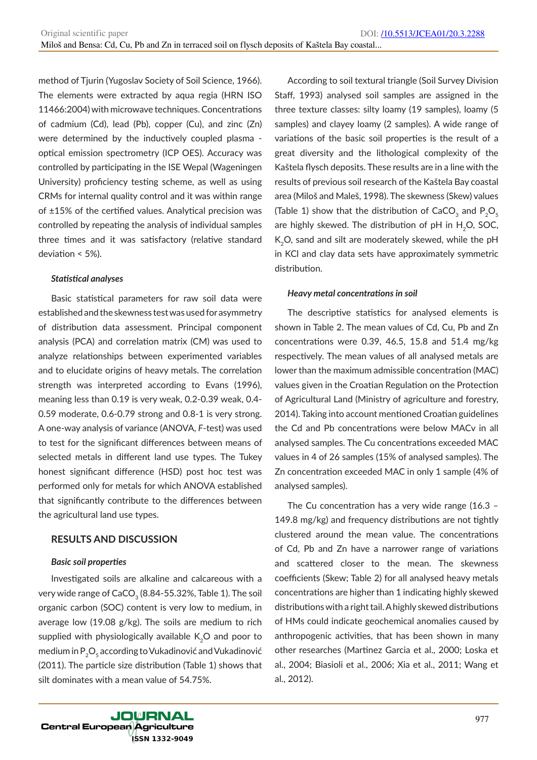method of Tjurin (Yugoslav Society of Soil Science, 1966). The elements were extracted by aqua regia (HRN ISO 11466:2004) with microwave techniques. Concentrations of cadmium (Cd), lead (Pb), copper (Cu), and zinc (Zn) were determined by the inductively coupled plasma - optical emission spectrometry (ICP OES). Accuracy was controlled by participating in the ISE Wepal (Wageningen University) proficiency testing scheme, as well as using CRMs for internal quality control and it was within range of ±15% of the certified values. Analytical precision was controlled by repeating the analysis of individual samples three times and it was satisfactory (relative standard deviation < 5%).

#### *Statistical analyses*

Basic statistical parameters for raw soil data were established and the skewness test was used for asymmetry of distribution data assessment. Principal component analysis (PCA) and correlation matrix (CM) was used to analyze relationships between experimented variables and to elucidate origins of heavy metals. The correlation strength was interpreted according to Evans (1996), meaning less than 0.19 is very weak, 0.2-0.39 weak, 0.4-0.59 moderate, 0.6-0.79 strong and 0.8-1 is very strong. A one-way analysis of variance (ANOVA, *F*-test) was used to test for the significant differences between means of selected metals in different land use types. The Tukey honest significant difference (HSD) post hoc test was performed only for metals for which ANOVA established that significantly contribute to the differences between the agricultural land use types.

## RESULTS AND DISCUSSION

#### *Basic soil properties*

Investigated soils are alkaline and calcareous with a very wide range of $CaCO_3$ (8.84-55.32%, Table 1). The soil organic carbon (SOC) content is very low to medium, in average low (19.08 g/kg). The soils are medium to rich supplied with physiologically available $K_2O$ and poor to medium in $P_2O_5$ according to Vukadinović and Vukadinović (2011). The particle size distribution (Table 1) shows that silt dominates with a mean value of 54.75%.

According to soil textural triangle (Soil Survey Division Staff, 1993) analysed soil samples are assigned in the three texture classes: silty loamy (19 samples), loamy (5 samples) and clayey loamy (2 samples). A wide range of variations of the basic soil properties is the result of a great diversity and the lithological complexity of the Kaštela flysch deposits. These results are in a line with the results of previous soil research of the Kaštela Bay coastal area (Miloš and Maleš, 1998). The skewness (Skew) values (Table 1) show that the distribution of $CaCO_3$ and $P_2O_5$ are highly skewed. The distribution of pH in $H_2O$, SOC, $K_2O$, sand and silt are moderately skewed, while the pH in KCl and clay data sets have approximately symmetric distribution.

#### *Heavy metal concentrations in soil*

The descriptive statistics for analysed elements is shown in Table 2. The mean values of Cd, Cu, Pb and Zn concentrations were 0.39, 46.5, 15.8 and 51.4 mg/kg respectively. The mean values of all analysed metals are lower than the maximum admissible concentration (MAC) values given in the Croatian Regulation on the Protection of Agricultural Land (Ministry of agriculture and forestry, 2014). Taking into account mentioned Croatian guidelines the Cd and Pb concentrations were below MACv in all analysed samples. The Cu concentrations exceeded MAC values in 4 of 26 samples (15% of analysed samples). The Zn concentration exceeded MAC in only 1 sample (4% of analysed samples).

The Cu concentration has a very wide range (16.3 – 149.8 mg/kg) and frequency distributions are not tightly clustered around the mean value. The concentrations of Cd, Pb and Zn have a narrower range of variations and scattered closer to the mean. The skewness coefficients (Skew; Table 2) for all analysed heavy metals concentrations are higher than 1 indicating highly skewed distributions with a right tail. A highly skewed distributions of HMs could indicate geochemical anomalies caused by anthropogenic activities, that has been shown in many other researches (Martinez Garcia et al., 2000; Loska et al., 2004; Biasioli et al., 2006; Xia et al., 2011; Wang et al., 2012).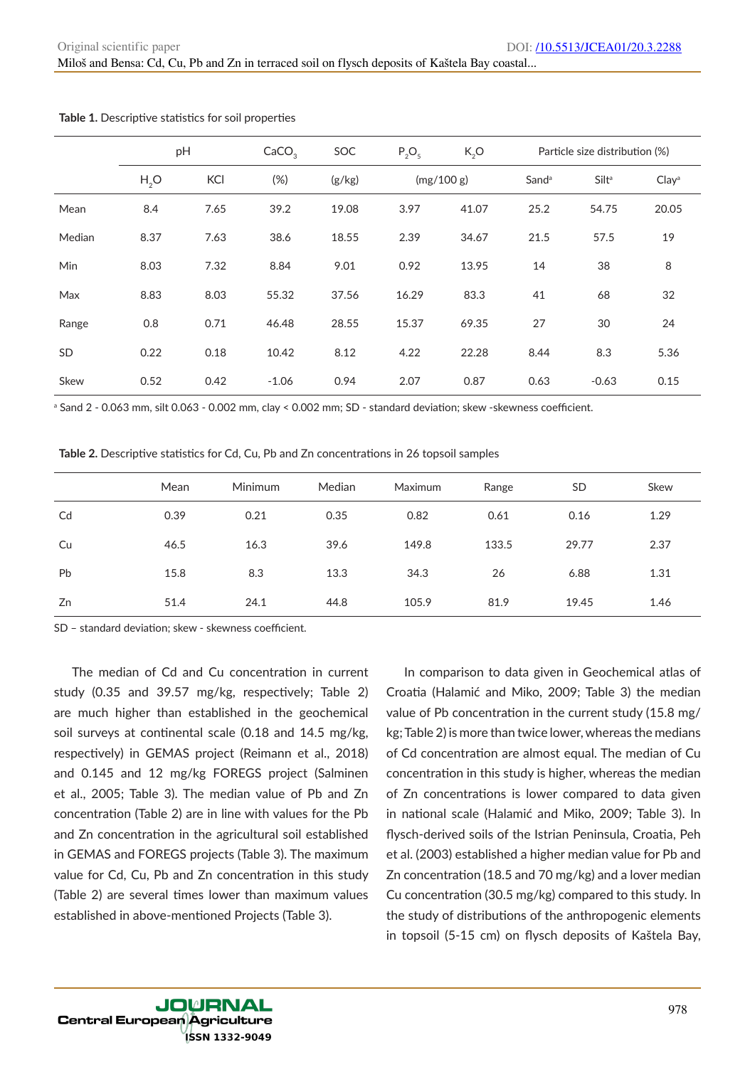**Table 1.** Descriptive statistics for soil properties

| | pH | | $CaCO_3$ | SOC | $P_2O_5$ | $K_2O$ | Particle size distribution (%) | | |
|---|---|---|---|---|---|---|---|---|---|
| | $H_2O$ | KCl | (%) | (g/kg) | (mg/100 g) | | Sand[a] | Silt[a] | Clay[a] |
| Mean | 8.4 | 7.65 | 39.2 | 19.08 | 3.97 | 41.07 | 25.2 | 54.75 | 20.05 |
| Median | 8.37 | 7.63 | 38.6 | 18.55 | 2.39 | 34.67 | 21.5 | 57.5 | 19 |
| Min | 8.03 | 7.32 | 8.84 | 9.01 | 0.92 | 13.95 | 14 | 38 | 8 |
| Max | 8.83 | 8.03 | 55.32 | 37.56 | 16.29 | 83.3 | 41 | 68 | 32 |
| Range | 0.8 | 0.71 | 46.48 | 28.55 | 15.37 | 69.35 | 27 | 30 | 24 |
| SD | 0.22 | 0.18 | 10.42 | 8.12 | 4.22 | 22.28 | 8.44 | 8.3 | 5.36 |
| Skew | 0.52 | 0.42 | -1.06 | 0.94 | 2.07 | 0.87 | 0.63 | -0.63 | 0.15 |

[a] Sand 2 - 0.063 mm, silt 0.063 - 0.002 mm, clay < 0.002 mm; SD - standard deviation; skew -skewness coefficient.

**Table 2.** Descriptive statistics for Cd, Cu, Pb and Zn concentrations in 26 topsoil samples

| | Mean | Minimum | Median | Maximum | Range | SD | Skew |
|---|---|---|---|---|---|---|---|
| Cd | 0.39 | 0.21 | 0.35 | 0.82 | 0.61 | 0.16 | 1.29 |
| Cu | 46.5 | 16.3 | 39.6 | 149.8 | 133.5 | 29.77 | 2.37 |
| Pb | 15.8 | 8.3 | 13.3 | 34.3 | 26 | 6.88 | 1.31 |
| Zn | 51.4 | 24.1 | 44.8 | 105.9 | 81.9 | 19.45 | 1.46 |

SD – standard deviation; skew - skewness coefficient.

The median of Cd and Cu concentration in current study (0.35 and 39.57 mg/kg, respectively; Table 2) are much higher than established in the geochemical soil surveys at continental scale (0.18 and 14.5 mg/kg, respectively) in GEMAS project (Reimann et al., 2018) and 0.145 and 12 mg/kg FOREGS project (Salminen et al., 2005; Table 3). The median value of Pb and Zn concentration (Table 2) are in line with values for the Pb and Zn concentration in the agricultural soil established in GEMAS and FOREGS projects (Table 3). The maximum value for Cd, Cu, Pb and Zn concentration in this study (Table 2) are several times lower than maximum values established in above-mentioned Projects (Table 3).

In comparison to data given in Geochemical atlas of Croatia (Halamić and Miko, 2009; Table 3) the median value of Pb concentration in the current study (15.8 mg/kg; Table 2) is more than twice lower, whereas the medians of Cd concentration are almost equal. The median of Cu concentration in this study is higher, whereas the median of Zn concentrations is lower compared to data given in national scale (Halamić and Miko, 2009; Table 3). In flysch-derived soils of the Istrian Peninsula, Croatia, Peh et al. (2003) established a higher median value for Pb and Zn concentration (18.5 and 70 mg/kg) and a lover median Cu concentration (30.5 mg/kg) compared to this study. In the study of distributions of the anthropogenic elements in topsoil (5-15 cm) on flysch deposits of Kaštela Bay,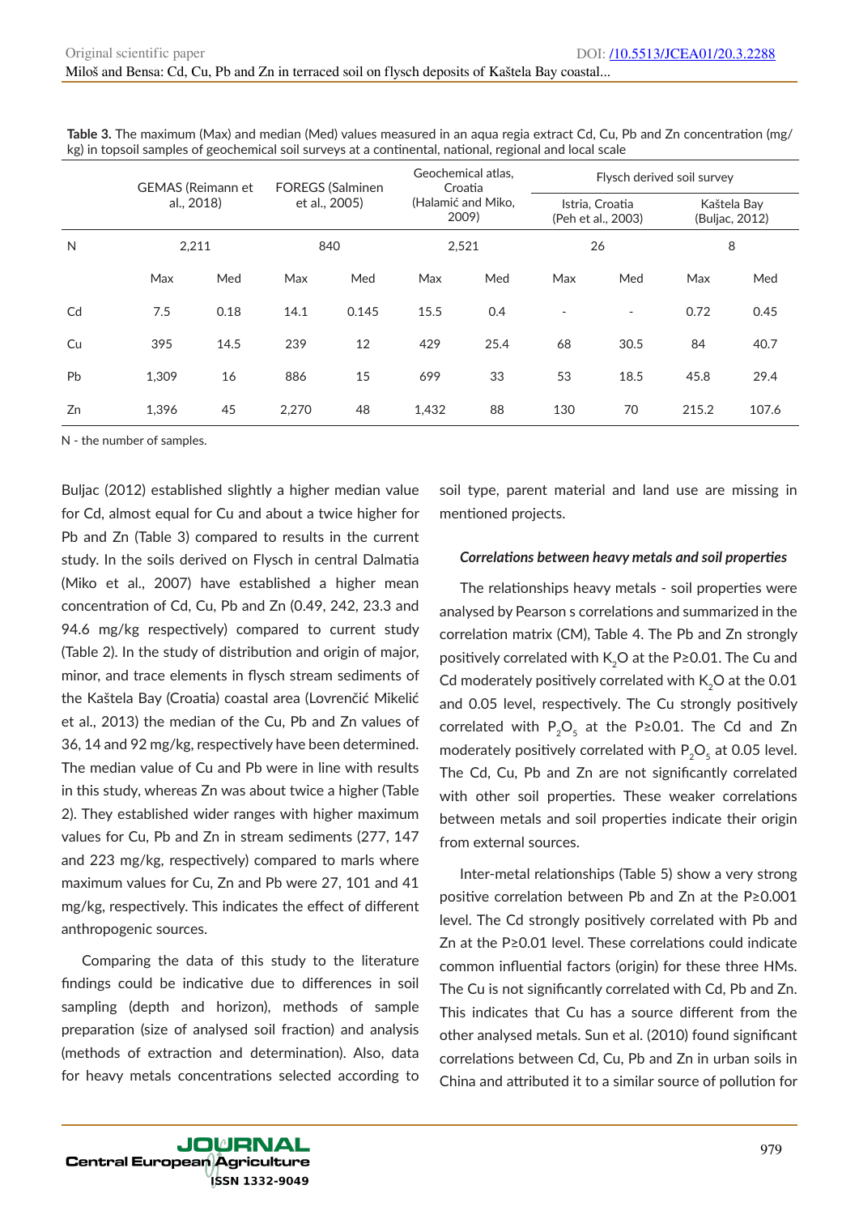**Table 3.** The maximum (Max) and median (Med) values measured in an aqua regia extract Cd, Cu, Pb and Zn concentration (mg/kg) in topsoil samples of geochemical soil surveys at a continental, national, regional and local scale

| | GEMAS (Reimann et al., 2018) | | FOREGS (Salminen et al., 2005) | | Geochemical atlas, Croatia (Halamić and Miko, 2009) | | Flysch derived soil survey | | | |
|---|---|---|---|---|---|---|---|---|---|---|
| | | | | | | | Istria, Croatia (Peh et al., 2003) | | Kaštela Bay (Buljac, 2012) | |
| N | 2,211 | | 840 | | 2,521 | | 26 | | 8 | |
| | Max | Med | Max | Med | Max | Med | Max | Med | Max | Med |
| Cd | 7.5 | 0.18 | 14.1 | 0.145 | 15.5 | 0.4 | - | - | 0.72 | 0.45 |
| Cu | 395 | 14.5 | 239 | 12 | 429 | 25.4 | 68 | 30.5 | 84 | 40.7 |
| Pb | 1,309 | 16 | 886 | 15 | 699 | 33 | 53 | 18.5 | 45.8 | 29.4 |
| Zn | 1,396 | 45 | 2,270 | 48 | 1,432 | 88 | 130 | 70 | 215.2 | 107.6 |

N - the number of samples.

Buljac (2012) established slightly a higher median value for Cd, almost equal for Cu and about a twice higher for Pb and Zn (Table 3) compared to results in the current study. In the soils derived on Flysch in central Dalmatia (Miko et al., 2007) have established a higher mean concentration of Cd, Cu, Pb and Zn (0.49, 242, 23.3 and 94.6 mg/kg respectively) compared to current study (Table 2). In the study of distribution and origin of major, minor, and trace elements in flysch stream sediments of the Kaštela Bay (Croatia) coastal area (Lovrenčić Mikelić et al., 2013) the median of the Cu, Pb and Zn values of 36, 14 and 92 mg/kg, respectively have been determined. The median value of Cu and Pb were in line with results in this study, whereas Zn was about twice a higher (Table 2). They established wider ranges with higher maximum values for Cu, Pb and Zn in stream sediments (277, 147 and 223 mg/kg, respectively) compared to marls where maximum values for Cu, Zn and Pb were 27, 101 and 41 mg/kg, respectively. This indicates the effect of different anthropogenic sources.

Comparing the data of this study to the literature findings could be indicative due to differences in soil sampling (depth and horizon), methods of sample preparation (size of analysed soil fraction) and analysis (methods of extraction and determination). Also, data for heavy metals concentrations selected according to soil type, parent material and land use are missing in mentioned projects.

#### *Correlations between heavy metals and soil properties*

The relationships heavy metals - soil properties were analysed by Pearson s correlations and summarized in the correlation matrix (CM), Table 4. The Pb and Zn strongly positively correlated with $K_2O$ at the P≥0.01. The Cu and Cd moderately positively correlated with $K_2O$ at the 0.01 and 0.05 level, respectively. The Cu strongly positively correlated with $P_2O_5$ at the P≥0.01. The Cd and Zn moderately positively correlated with $P_2O_5$ at 0.05 level. The Cd, Cu, Pb and Zn are not significantly correlated with other soil properties. These weaker correlations between metals and soil properties indicate their origin from external sources.

Inter-metal relationships (Table 5) show a very strong positive correlation between Pb and Zn at the P≥0.001 level. The Cd strongly positively correlated with Pb and Zn at the P≥0.01 level. These correlations could indicate common influential factors (origin) for these three HMs. The Cu is not significantly correlated with Cd, Pb and Zn. This indicates that Cu has a source different from the other analysed metals. Sun et al. (2010) found significant correlations between Cd, Cu, Pb and Zn in urban soils in China and attributed it to a similar source of pollution for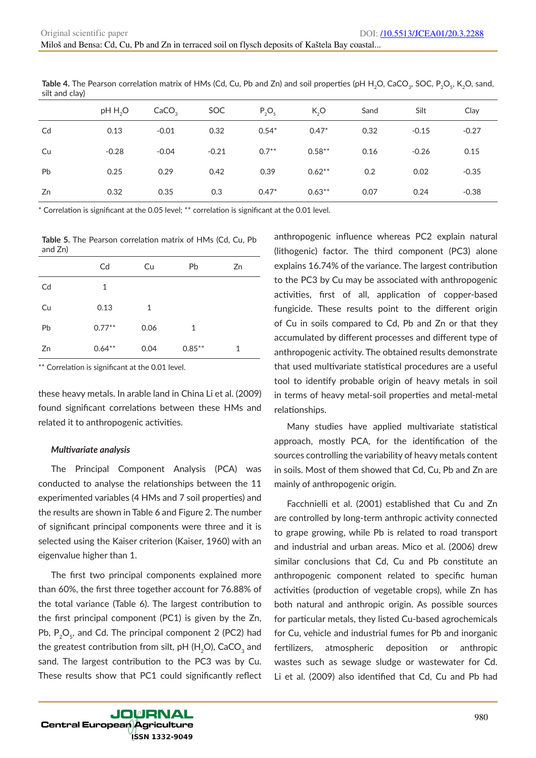**Table 4.** The Pearson correlation matrix of HMs (Cd, Cu, Pb and Zn) and soil properties (pH $H_2O$, $CaCO_3$, SOC, $P_2O_5$, $K_2O$, sand, silt and clay)

| | pH $H_2O$ | $CaCO_3$ | SOC | $P_2O_5$ | $K_2O$ | Sand | Silt | Clay |
|---|---|---|---|---|---|---|---|---|
| Cd | 0.13 | -0.01 | 0.32 | 0.54* | 0.47* | 0.32 | -0.15 | -0.27 |
| Cu | -0.28 | -0.04 | -0.21 | 0.7** | 0.58** | 0.16 | -0.26 | 0.15 |
| Pb | 0.25 | 0.29 | 0.42 | 0.39 | 0.62** | 0.2 | 0.02 | -0.35 |
| Zn | 0.32 | 0.35 | 0.3 | 0.47* | 0.63** | 0.07 | 0.24 | -0.38 |

* Correlation is significant at the 0.05 level; ** correlation is significant at the 0.01 level.

**Table 5.** The Pearson correlation matrix of HMs (Cd, Cu, Pb and Zn)

| | Cd | Cu | Pb | Zn |
|---|---|---|---|---|
| Cd | 1 | | | |
| Cu | 0.13 | 1 | | |
| Pb | 0.77** | 0.06 | 1 | |
| Zn | 0.64** | 0.04 | 0.85** | 1 |

** Correlation is significant at the 0.01 level.

these heavy metals. In arable land in China Li et al. (2009) found significant correlations between these HMs and related it to anthropogenic activities.

### *Multivariate analysis*

The Principal Component Analysis (PCA) was conducted to analyse the relationships between the 11 experimented variables (4 HMs and 7 soil properties) and the results are shown in Table 6 and Figure 2. The number of significant principal components were three and it is selected using the Kaiser criterion (Kaiser, 1960) with an eigenvalue higher than 1.

The first two principal components explained more than 60%, the first three together account for 76.88% of the total variance (Table 6). The largest contribution to the first principal component (PC1) is given by the Zn, Pb, $P_2O_5$, and Cd. The principal component 2 (PC2) had the greatest contribution from silt, pH ($H_2O$), $CaCO_3$ and sand. The largest contribution to the PC3 was by Cu. These results show that PC1 could significantly reflect anthropogenic influence whereas PC2 explain natural (lithogenic) factor. The third component (PC3) alone explains 16.74% of the variance. The largest contribution to the PC3 by Cu may be associated with anthropogenic activities, first of all, application of copper-based fungicide. These results point to the different origin of Cu in soils compared to Cd, Pb and Zn or that they accumulated by different processes and different type of anthropogenic activity. The obtained results demonstrate that used multivariate statistical procedures are a useful tool to identify probable origin of heavy metals in soil in terms of heavy metal-soil properties and metal-metal relationships.

Many studies have applied multivariate statistical approach, mostly PCA, for the identification of the sources controlling the variability of heavy metals content in soils. Most of them showed that Cd, Cu, Pb and Zn are mainly of anthropogenic origin.

Facchnielli et al. (2001) established that Cu and Zn are controlled by long-term anthropic activity connected to grape growing, while Pb is related to road transport and industrial and urban areas. Mico et al. (2006) drew similar conclusions that Cd, Cu and Pb constitute an anthropogenic component related to specific human activities (production of vegetable crops), while Zn has both natural and anthropic origin. As possible sources for particular metals, they listed Cu-based agrochemicals for Cu, vehicle and industrial fumes for Pb and inorganic fertilizers, atmospheric deposition or anthropic wastes such as sewage sludge or wastewater for Cd. Li et al. (2009) also identified that Cd, Cu and Pb had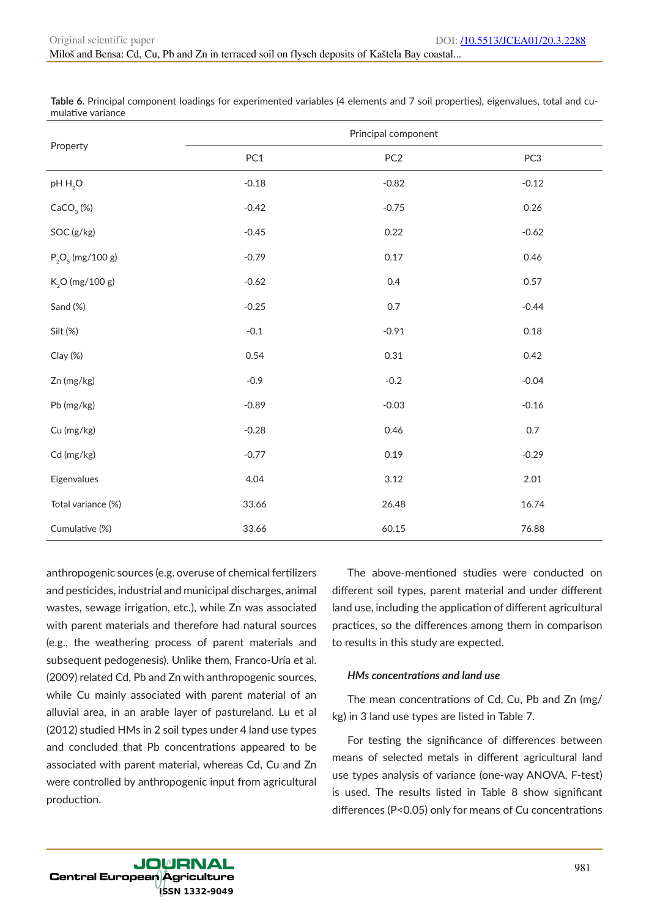**Table 6.** Principal component loadings for experimented variables (4 elements and 7 soil properties), eigenvalues, total and cumulative variance

| Property | Principal component | | |
|---|---|---|---|
| | PC1 | PC2 | PC3 |
| pH $H_2O$ | -0.18 | -0.82 | -0.12 |
| $CaCO_3$ (%) | -0.42 | -0.75 | 0.26 |
| SOC (g/kg) | -0.45 | 0.22 | -0.62 |
| $P_2O_5$ (mg/100 g) | -0.79 | 0.17 | 0.46 |
| $K_2O$ (mg/100 g) | -0.62 | 0.4 | 0.57 |
| Sand (%) | -0.25 | 0.7 | -0.44 |
| Silt (%) | -0.1 | -0.91 | 0.18 |
| Clay (%) | 0.54 | 0.31 | 0.42 |
| Zn (mg/kg) | -0.9 | -0.2 | -0.04 |
| Pb (mg/kg) | -0.89 | -0.03 | -0.16 |
| Cu (mg/kg) | -0.28 | 0.46 | 0.7 |
| Cd (mg/kg) | -0.77 | 0.19 | -0.29 |
| Eigenvalues | 4.04 | 3.12 | 2.01 |
| Total variance (%) | 33.66 | 26.48 | 16.74 |
| Cumulative (%) | 33.66 | 60.15 | 76.88 |

anthropogenic sources (e.g. overuse of chemical fertilizers and pesticides, industrial and municipal discharges, animal wastes, sewage irrigation, etc.), while Zn was associated with parent materials and therefore had natural sources (e.g., the weathering process of parent materials and subsequent pedogenesis). Unlike them, Franco-Uría et al. (2009) related Cd, Pb and Zn with anthropogenic sources, while Cu mainly associated with parent material of an alluvial area, in an arable layer of pastureland. Lu et al (2012) studied HMs in 2 soil types under 4 land use types and concluded that Pb concentrations appeared to be associated with parent material, whereas Cd, Cu and Zn were controlled by anthropogenic input from agricultural production.

The above-mentioned studies were conducted on different soil types, parent material and under different land use, including the application of different agricultural practices, so the differences among them in comparison to results in this study are expected.

### *HMs concentrations and land use*

The mean concentrations of Cd, Cu, Pb and Zn (mg/kg) in 3 land use types are listed in Table 7.

For testing the significance of differences between means of selected metals in different agricultural land use types analysis of variance (one-way ANOVA, F-test) is used. The results listed in Table 8 show significant differences ($P<0.05$) only for means of Cu concentrations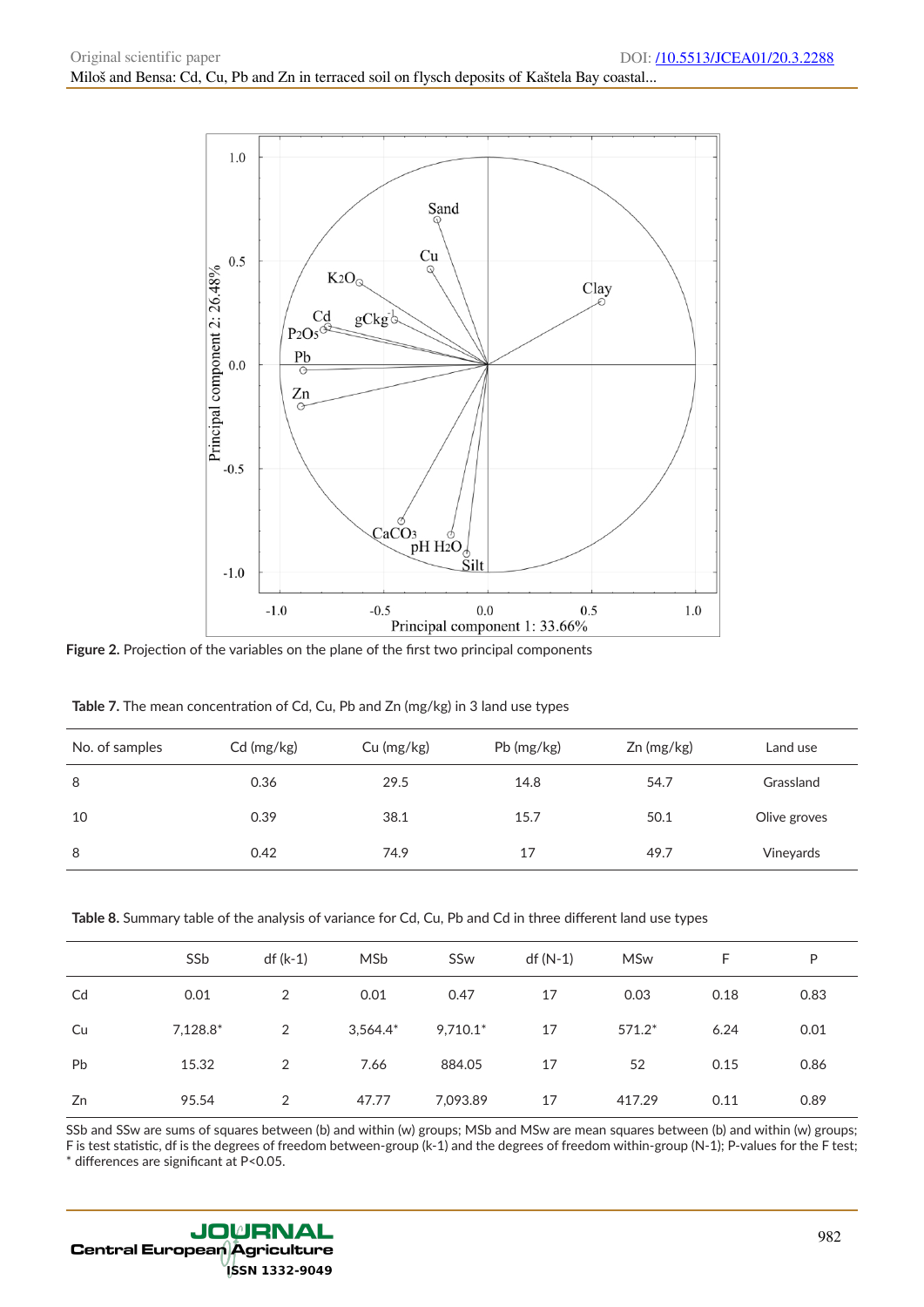Figure 2. Projection of the variables on the plane of the first two principal components

**Table 7.** The mean concentration of Cd, Cu, Pb and Zn (mg/kg) in 3 land use types

| No. of samples | Cd (mg/kg) | Cu (mg/kg) | Pb (mg/kg) | Zn (mg/kg) | Land use |
|---|---|---|---|---|---|
| 8 | 0.36 | 29.5 | 14.8 | 54.7 | Grassland |
| 10 | 0.39 | 38.1 | 15.7 | 50.1 | Olive groves |
| 8 | 0.42 | 74.9 | 17 | 49.7 | Vineyards |

**Table 8.** Summary table of the analysis of variance for Cd, Cu, Pb and Cd in three different land use types

| | SSb | df (k-1) | MSb | SSw | df (N-1) | MSw | F | P |
|---|---|---|---|---|---|---|---|---|
| Cd | 0.01 | 2 | 0.01 | 0.47 | 17 | 0.03 | 0.18 | 0.83 |
| Cu | 7,128.8* | 2 | 3,564.4* | 9,710.1* | 17 | 571.2* | 6.24 | 0.01 |
| Pb | 15.32 | 2 | 7.66 | 884.05 | 17 | 52 | 0.15 | 0.86 |
| Zn | 95.54 | 2 | 47.77 | 7,093.89 | 17 | 417.29 | 0.11 | 0.89 |

SSb and SSw are sums of squares between (b) and within (w) groups; MSb and MSw are mean squares between (b) and within (w) groups; F is test statistic, df is the degrees of freedom between-group (k-1) and the degrees of freedom within-group (N-1); P-values for the F test; * differences are significant at $P<0.05$.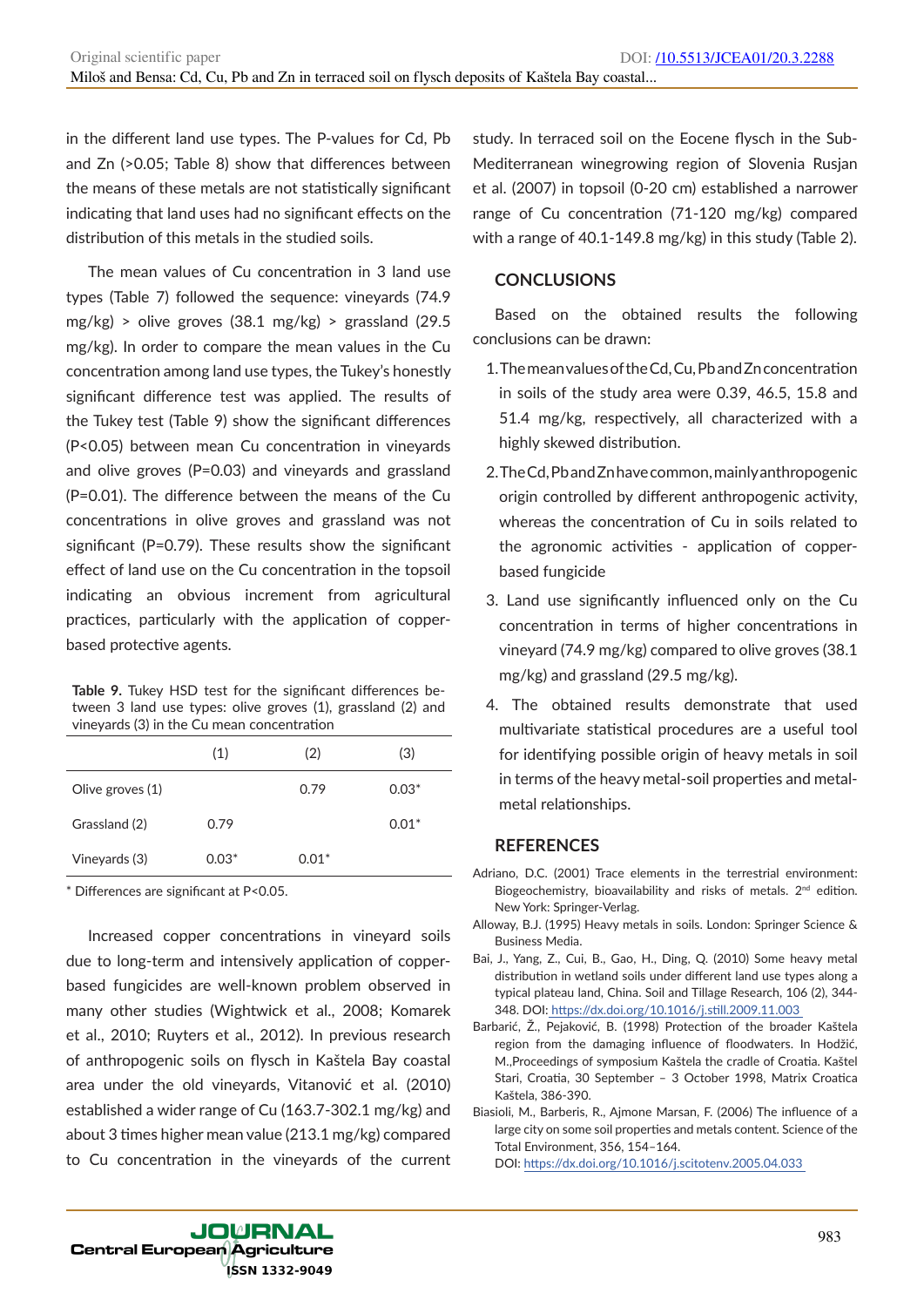in the different land use types. The P-values for Cd, Pb and Zn (>0.05; Table 8) show that differences between the means of these metals are not statistically significant indicating that land uses had no significant effects on the distribution of this metals in the studied soils.

The mean values of Cu concentration in 3 land use types (Table 7) followed the sequence: vineyards (74.9 mg/kg) > olive groves (38.1 mg/kg) > grassland (29.5 mg/kg). In order to compare the mean values in the Cu concentration among land use types, the Tukey's honestly significant difference test was applied. The results of the Tukey test (Table 9) show the significant differences (P<0.05) between mean Cu concentration in vineyards and olive groves (P=0.03) and vineyards and grassland (P=0.01). The difference between the means of the Cu concentrations in olive groves and grassland was not significant (P=0.79). These results show the significant effect of land use on the Cu concentration in the topsoil indicating an obvious increment from agricultural practices, particularly with the application of copper-based protective agents.

**Table 9.** Tukey HSD test for the significant differences between 3 land use types: olive groves (1), grassland (2) and vineyards (3) in the Cu mean concentration

| | (1) | (2) | (3) |
|---|---|---|---|
| Olive groves (1) | | 0.79 | 0.03* |
| Grassland (2) | 0.79 | | 0.01* |
| Vineyards (3) | 0.03* | 0.01* | |

\* Differences are significant at P<0.05.

Increased copper concentrations in vineyard soils due to long-term and intensively application of copper-based fungicides are well-known problem observed in many other studies (Wightwick et al., 2008; Komarek et al., 2010; Ruyters et al., 2012). In previous research of anthropogenic soils on flysch in Kaštela Bay coastal area under the old vineyards, Vitanović et al. (2010) established a wider range of Cu (163.7-302.1 mg/kg) and about 3 times higher mean value (213.1 mg/kg) compared to Cu concentration in the vineyards of the current study. In terraced soil on the Eocene flysch in the Sub-Mediterranean winegrowing region of Slovenia Rusjan et al. (2007) in topsoil (0-20 cm) established a narrower range of Cu concentration (71-120 mg/kg) compared with a range of 40.1-149.8 mg/kg) in this study (Table 2).

## CONCLUSIONS

Based on the obtained results the following conclusions can be drawn:

1. The mean values of the Cd, Cu, Pb and Zn concentration in soils of the study area were 0.39, 46.5, 15.8 and 51.4 mg/kg, respectively, all characterized with a highly skewed distribution.
2. The Cd, Pb and Zn have common, mainly anthropogenic origin controlled by different anthropogenic activity, whereas the concentration of Cu in soils related to the agronomic activities - application of copper-based fungicide
3. Land use significantly influenced only on the Cu concentration in terms of higher concentrations in vineyard (74.9 mg/kg) compared to olive groves (38.1 mg/kg) and grassland (29.5 mg/kg).
4. The obtained results demonstrate that used multivariate statistical procedures are a useful tool for identifying possible origin of heavy metals in soil in terms of the heavy metal-soil properties and metal-metal relationships.

## REFERENCES

Adriano, D.C. (2001) Trace elements in the terrestrial environment: Biogeochemistry, bioavailability and risks of metals. 2nd edition. New York: Springer-Verlag.

Alloway, B.J. (1995) Heavy metals in soils. London: Springer Science & Business Media.

Bai, J., Yang, Z., Cui, B., Gao, H., Ding, Q. (2010) Some heavy metal distribution in wetland soils under different land use types along a typical plateau land, China. Soil and Tillage Research, 106 (2), 344-348. DOI: https://dx.doi.org/10.1016/j.still.2009.11.003

Barbarić, Ž., Pejaković, B. (1998) Protection of the broader Kaštela region from the damaging influence of floodwaters. In Hodžić, M.,Proceedings of symposium Kaštela the cradle of Croatia. Kaštel Stari, Croatia, 30 September – 3 October 1998, Matrix Croatica Kaštela, 386-390.

Biasioli, M., Barberis, R., Ajmone Marsan, F. (2006) The influence of a large city on some soil properties and metals content. Science of the Total Environment, 356, 154–164. DOI: https://dx.doi.org/10.1016/j.scitotenv.2005.04.033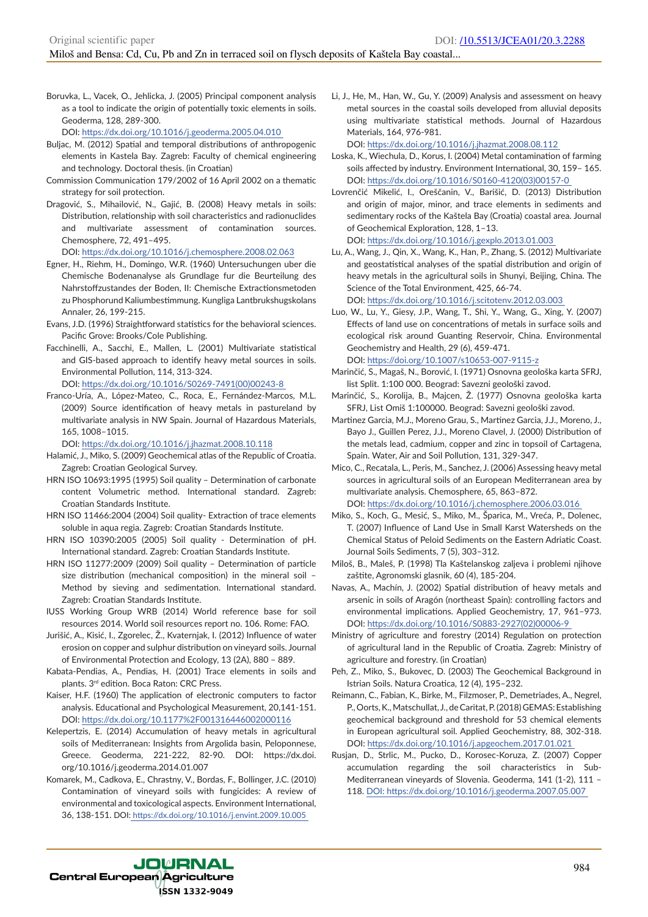Boruvka, L., Vacek, O., Jehlicka, J. (2005) Principal component analysis as a tool to indicate the origin of potentially toxic elements in soils. Geoderma, 128, 289-300.
DOI: https://dx.doi.org/10.1016/j.geoderma.2005.04.010

Buljac, M. (2012) Spatial and temporal distributions of anthropogenic elements in Kastela Bay. Zagreb: Faculty of chemical engineering and technology. Doctoral thesis. (in Croatian)

Commission Communication 179/2002 of 16 April 2002 on a thematic strategy for soil protection.

Dragović, S., Mihailović, N., Gajić, B. (2008) Heavy metals in soils: Distribution, relationship with soil characteristics and radionuclides and multivariate assessment of contamination sources. Chemosphere, 72, 491–495.
DOI: https://dx.doi.org/10.1016/j.chemosphere.2008.02.063

Egner, H., Riehm, H., Domingo, W.R. (1960) Untersuchungen uber die Chemische Bodenanalyse als Grundlage fur die Beurteilung des Nahrstoffzustandes der Boden, II: Chemische Extractionsmetoden zu Phosphorund Kaliumbestimmung. Kungliga Lantbrukshugskolans Annaler, 26, 199-215.

Evans, J.D. (1996) Straightforward statistics for the behavioral sciences. Pacific Grove: Brooks/Cole Publishing.

Facchinelli, A., Sacchi, E., Mallen, L. (2001) Multivariate statistical and GIS-based approach to identify heavy metal sources in soils. Environmental Pollution, 114, 313-324.
DOI: https://dx.doi.org/10.1016/S0269-7491(00)00243-8

Franco-Uría, A., López-Mateo, C., Roca, E., Fernández-Marcos, M.L. (2009) Source identification of heavy metals in pastureland by multivariate analysis in NW Spain. Journal of Hazardous Materials, 165, 1008–1015.
DOI: https://dx.doi.org/10.1016/j.jhazmat.2008.10.118

Halamić, J., Miko, S. (2009) Geochemical atlas of the Republic of Croatia. Zagreb: Croatian Geological Survey.

HRN ISO 10693:1995 (1995) Soil quality – Determination of carbonate content Volumetric method. International standard. Zagreb: Croatian Standards Institute.

HRN ISO 11466:2004 (2004) Soil quality- Extraction of trace elements soluble in aqua regia. Zagreb: Croatian Standards Institute.

HRN ISO 10390:2005 (2005) Soil quality - Determination of pH. International standard. Zagreb: Croatian Standards Institute.

HRN ISO 11277:2009 (2009) Soil quality – Determination of particle size distribution (mechanical composition) in the mineral soil – Method by sieving and sedimentation. International standard. Zagreb: Croatian Standards Institute.

IUSS Working Group WRB (2014) World reference base for soil resources 2014. World soil resources report no. 106. Rome: FAO.

Jurišić, A., Kisić, I., Zgorelec, Ž., Kvaternjak, I. (2012) Influence of water erosion on copper and sulphur distribution on vineyard soils. Journal of Environmental Protection and Ecology, 13 (2A), 880 – 889.

Kabata-Pendias, A., Pendias, H. (2001) Trace elements in soils and plants. 3rd edition. Boca Raton: CRC Press.

Kaiser, H.F. (1960) The application of electronic computers to factor analysis. Educational and Psychological Measurement, 20,141-151.
DOI: https://dx.doi.org/10.1177%2F001316446002000116

Kelepertzis, E. (2014) Accumulation of heavy metals in agricultural soils of Mediterranean: Insights from Argolida basin, Peloponnese, Greece. Geoderma, 221-222, 82-90. DOI: https://dx.doi.org/10.1016/j.geoderma.2014.01.007

Komarek, M., Cadkova, E., Chrastny, V., Bordas, F., Bollinger, J.C. (2010) Contamination of vineyard soils with fungicides: A review of environmental and toxicological aspects. Environment International, 36, 138-151. DOI: https://dx.doi.org/10.1016/j.envint.2009.10.005

Li, J., He, M., Han, W., Gu, Y. (2009) Analysis and assessment on heavy metal sources in the coastal soils developed from alluvial deposits using multivariate statistical methods. Journal of Hazardous Materials, 164, 976-981.
DOI: https://dx.doi.org/10.1016/j.jhazmat.2008.08.112

Loska, K., Wiechula, D., Korus, I. (2004) Metal contamination of farming soils affected by industry. Environment International, 30, 159– 165.
DOI: https://dx.doi.org/10.1016/S0160-4120(03)00157-0

Lovrenčić Mikelić, I., Oreščanin, V., Barišić, D. (2013) Distribution and origin of major, minor, and trace elements in sediments and sedimentary rocks of the Kaštela Bay (Croatia) coastal area. Journal of Geochemical Exploration, 128, 1–13.
DOI: https://dx.doi.org/10.1016/j.gexplo.2013.01.003

Lu, A., Wang, J., Qin, X., Wang, K., Han, P., Zhang, S. (2012) Multivariate and geostatistical analyses of the spatial distribution and origin of heavy metals in the agricultural soils in Shunyi, Beijing, China. The Science of the Total Environment, 425, 66-74.
DOI: https://dx.doi.org/10.1016/j.scitotenv.2012.03.003

Luo, W., Lu, Y., Giesy, J.P., Wang, T., Shi, Y., Wang, G., Xing, Y. (2007) Effects of land use on concentrations of metals in surface soils and ecological risk around Guanting Reservoir, China. Environmental Geochemistry and Health, 29 (6), 459-471.
DOI: https://doi.org/10.1007/s10653-007-9115-z

Marinčić, S., Magaš, N., Borović, I. (1971) Osnovna geološka karta SFRJ, list Split. 1:100 000. Beograd: Savezni geološki zavod.

Marinčić, S., Korolija, B., Majcen, Ž. (1977) Osnovna geološka karta SFRJ, List Omiš 1:100000. Beograd: Savezni geološki zavod.

Martinez Garcia, M.J., Moreno Grau, S., Martinez Garcia, J.J., Moreno, J., Bayo J., Guillen Perez, J.J., Moreno Clavel, J. (2000) Distribution of the metals lead, cadmium, copper and zinc in topsoil of Cartagena, Spain. Water, Air and Soil Pollution, 131, 329-347.

Mico, C., Recatala, L., Peris, M., Sanchez, J. (2006) Assessing heavy metal sources in agricultural soils of an European Mediterranean area by multivariate analysis. Chemosphere, 65, 863–872.
DOI: https://dx.doi.org/10.1016/j.chemosphere.2006.03.016

Miko, S., Koch, G., Mesić, S., Miko, M., Šparica, M., Vreća, P., Dolenec, T. (2007) Influence of Land Use in Small Karst Watersheds on the Chemical Status of Peloid Sediments on the Eastern Adriatic Coast. Journal Soils Sediments, 7 (5), 303–312.

Miloš, B., Maleš, P. (1998) Tla Kaštelanskog zaljeva i problemi njihove zaštite, Agronomski glasnik, 60 (4), 185-204.

Navas, A., Machín, J. (2002) Spatial distribution of heavy metals and arsenic in soils of Aragón (northeast Spain): controlling factors and environmental implications. Applied Geochemistry, 17, 961–973.
DOI: https://dx.doi.org/10.1016/S0883-2927(02)00006-9

Ministry of agriculture and forestry (2014) Regulation on protection of agricultural land in the Republic of Croatia. Zagreb: Ministry of agriculture and forestry. (in Croatian)

Peh, Z., Miko, S., Bukovec, D. (2003) The Geochemical Background in Istrian Soils. Natura Croatica, 12 (4), 195–232.

Reimann, C., Fabian, K., Birke, M., Filzmoser, P., Demetriades, A., Negrel, P., Oorts, K., Matschullat, J., de Caritat, P. (2018) GEMAS: Establishing geochemical background and threshold for 53 chemical elements in European agricultural soil. Applied Geochemistry, 88, 302-318.
DOI: https://dx.doi.org/10.1016/j.apgeochem.2017.01.021

Rusjan, D., Strlic, M., Pucko, D., Korosec-Koruza, Z. (2007) Copper accumulation regarding the soil characteristics in Sub-Mediterranean vineyards of Slovenia. Geoderma, 141 (1-2), 111 – 118. DOI: https://dx.doi.org/10.1016/j.geoderma.2007.05.007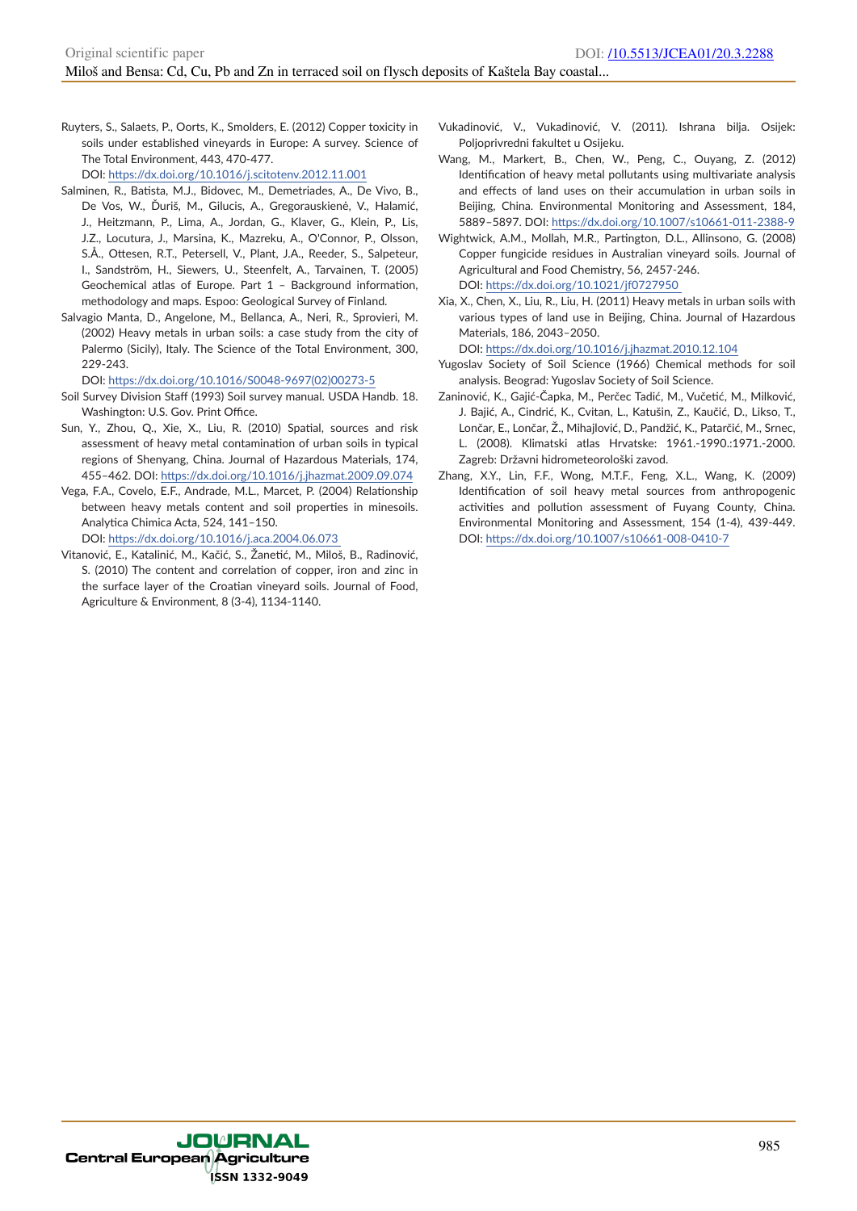Ruyters, S., Salaets, P., Oorts, K., Smolders, E. (2012) Copper toxicity in soils under established vineyards in Europe: A survey. Science of The Total Environment, 443, 470-477.
DOI: https://dx.doi.org/10.1016/j.scitotenv.2012.11.001

Salminen, R., Batista, M.J., Bidovec, M., Demetriades, A., De Vivo, B., De Vos, W., Ďuriš, M., Gilucis, A., Gregorauskienė, V., Halamić, J., Heitzmann, P., Lima, A., Jordan, G., Klaver, G., Klein, P., Lis, J.Z., Locutura, J., Marsina, K., Mazreku, A., O'Connor, P., Olsson, S.Å., Ottesen, R.T., Petersell, V., Plant, J.A., Reeder, S., Salpeteur, I., Sandström, H., Siewers, U., Steenfelt, A., Tarvainen, T. (2005) Geochemical atlas of Europe. Part 1 – Background information, methodology and maps. Espoo: Geological Survey of Finland.

Salvagio Manta, D., Angelone, M., Bellanca, A., Neri, R., Sprovieri, M. (2002) Heavy metals in urban soils: a case study from the city of Palermo (Sicily), Italy. The Science of the Total Environment, 300, 229-243.
DOI: https://dx.doi.org/10.1016/S0048-9697(02)00273-5

Soil Survey Division Staff (1993) Soil survey manual. USDA Handb. 18. Washington: U.S. Gov. Print Office.

Sun, Y., Zhou, Q., Xie, X., Liu, R. (2010) Spatial, sources and risk assessment of heavy metal contamination of urban soils in typical regions of Shenyang, China. Journal of Hazardous Materials, 174, 455–462. DOI: https://dx.doi.org/10.1016/j.jhazmat.2009.09.074

Vega, F.A., Covelo, E.F., Andrade, M.L., Marcet, P. (2004) Relationship between heavy metals content and soil properties in minesoils. Analytica Chimica Acta, 524, 141–150.
DOI: https://dx.doi.org/10.1016/j.aca.2004.06.073

Vitanović, E., Katalinić, M., Kačić, S., Žanetić, M., Miloš, B., Radinović, S. (2010) The content and correlation of copper, iron and zinc in the surface layer of the Croatian vineyard soils. Journal of Food, Agriculture & Environment, 8 (3-4), 1134-1140.

Vukadinović, V., Vukadinović, V. (2011). Ishrana bilja. Osijek: Poljoprivredni fakultet u Osijeku.

Wang, M., Markert, B., Chen, W., Peng, C., Ouyang, Z. (2012) Identification of heavy metal pollutants using multivariate analysis and effects of land uses on their accumulation in urban soils in Beijing, China. Environmental Monitoring and Assessment, 184, 5889–5897. DOI: https://dx.doi.org/10.1007/s10661-011-2388-9

Wightwick, A.M., Mollah, M.R., Partington, D.L., Allinsono, G. (2008) Copper fungicide residues in Australian vineyard soils. Journal of Agricultural and Food Chemistry, 56, 2457-246.
DOI: https://dx.doi.org/10.1021/jf0727950

Xia, X., Chen, X., Liu, R., Liu, H. (2011) Heavy metals in urban soils with various types of land use in Beijing, China. Journal of Hazardous Materials, 186, 2043–2050.
DOI: https://dx.doi.org/10.1016/j.jhazmat.2010.12.104

Yugoslav Society of Soil Science (1966) Chemical methods for soil analysis. Beograd: Yugoslav Society of Soil Science.

Zaninović, K., Gajić-Čapka, M., Perčec Tadić, M., Vučetić, M., Milković, J. Bajić, A., Cindrić, K., Cvitan, L., Katušin, Z., Kaučić, D., Likso, T., Lončar, E., Lončar, Ž., Mihajlović, D., Pandžić, K., Patarčić, M., Srnec, L. (2008). Klimatski atlas Hrvatske: 1961.-1990.:1971.-2000. Zagreb: Državni hidrometeorološki zavod.

Zhang, X.Y., Lin, F.F., Wong, M.T.F., Feng, X.L., Wang, K. (2009) Identification of soil heavy metal sources from anthropogenic activities and pollution assessment of Fuyang County, China. Environmental Monitoring and Assessment, 154 (1-4), 439-449.
DOI: https://dx.doi.org/10.1007/s10661-008-0410-7